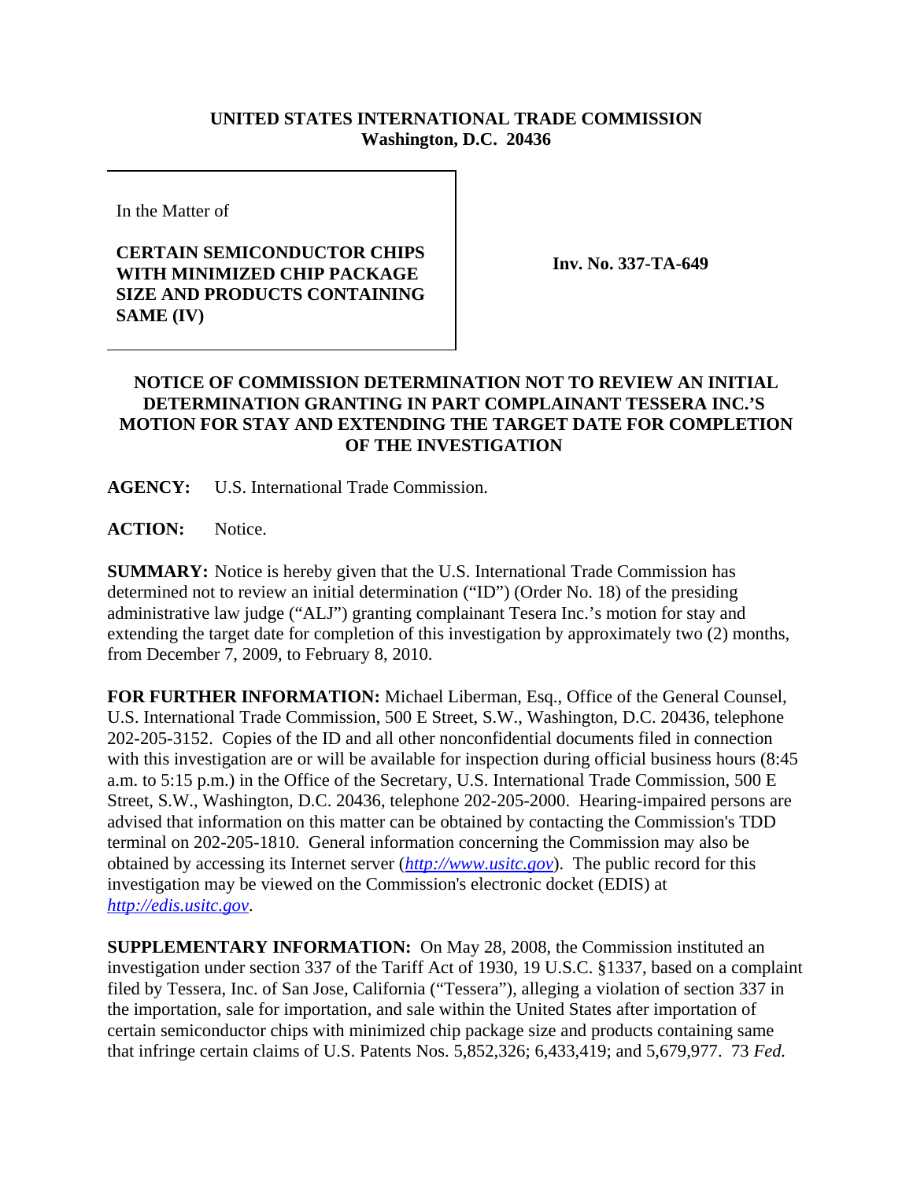**UNITED STATES INTERNATIONAL TRADE COMMISSION**
**Washington, D.C. 20436**

In the Matter of

**CERTAIN SEMICONDUCTOR CHIPS WITH MINIMIZED CHIP PACKAGE SIZE AND PRODUCTS CONTAINING SAME (IV)**

**Inv. No. 337-TA-649**

**NOTICE OF COMMISSION DETERMINATION NOT TO REVIEW AN INITIAL DETERMINATION GRANTING IN PART COMPLAINANT TESSERA INC.'S MOTION FOR STAY AND EXTENDING THE TARGET DATE FOR COMPLETION OF THE INVESTIGATION**

**AGENCY:** U.S. International Trade Commission.

**ACTION:** Notice.

**SUMMARY:** Notice is hereby given that the U.S. International Trade Commission has determined not to review an initial determination ("ID") (Order No. 18) of the presiding administrative law judge ("ALJ") granting complainant Tesera Inc.'s motion for stay and extending the target date for completion of this investigation by approximately two (2) months, from December 7, 2009, to February 8, 2010.

**FOR FURTHER INFORMATION:** Michael Liberman, Esq., Office of the General Counsel, U.S. International Trade Commission, 500 E Street, S.W., Washington, D.C. 20436, telephone 202-205-3152. Copies of the ID and all other nonconfidential documents filed in connection with this investigation are or will be available for inspection during official business hours (8:45 a.m. to 5:15 p.m.) in the Office of the Secretary, U.S. International Trade Commission, 500 E Street, S.W., Washington, D.C. 20436, telephone 202-205-2000. Hearing-impaired persons are advised that information on this matter can be obtained by contacting the Commission's TDD terminal on 202-205-1810. General information concerning the Commission may also be obtained by accessing its Internet server (*http://www.usitc.gov*). The public record for this investigation may be viewed on the Commission's electronic docket (EDIS) at *http://edis.usitc.gov*.

**SUPPLEMENTARY INFORMATION:** On May 28, 2008, the Commission instituted an investigation under section 337 of the Tariff Act of 1930, 19 U.S.C. §1337, based on a complaint filed by Tessera, Inc. of San Jose, California ("Tessera"), alleging a violation of section 337 in the importation, sale for importation, and sale within the United States after importation of certain semiconductor chips with minimized chip package size and products containing same that infringe certain claims of U.S. Patents Nos. 5,852,326; 6,433,419; and 5,679,977. 73 *Fed.*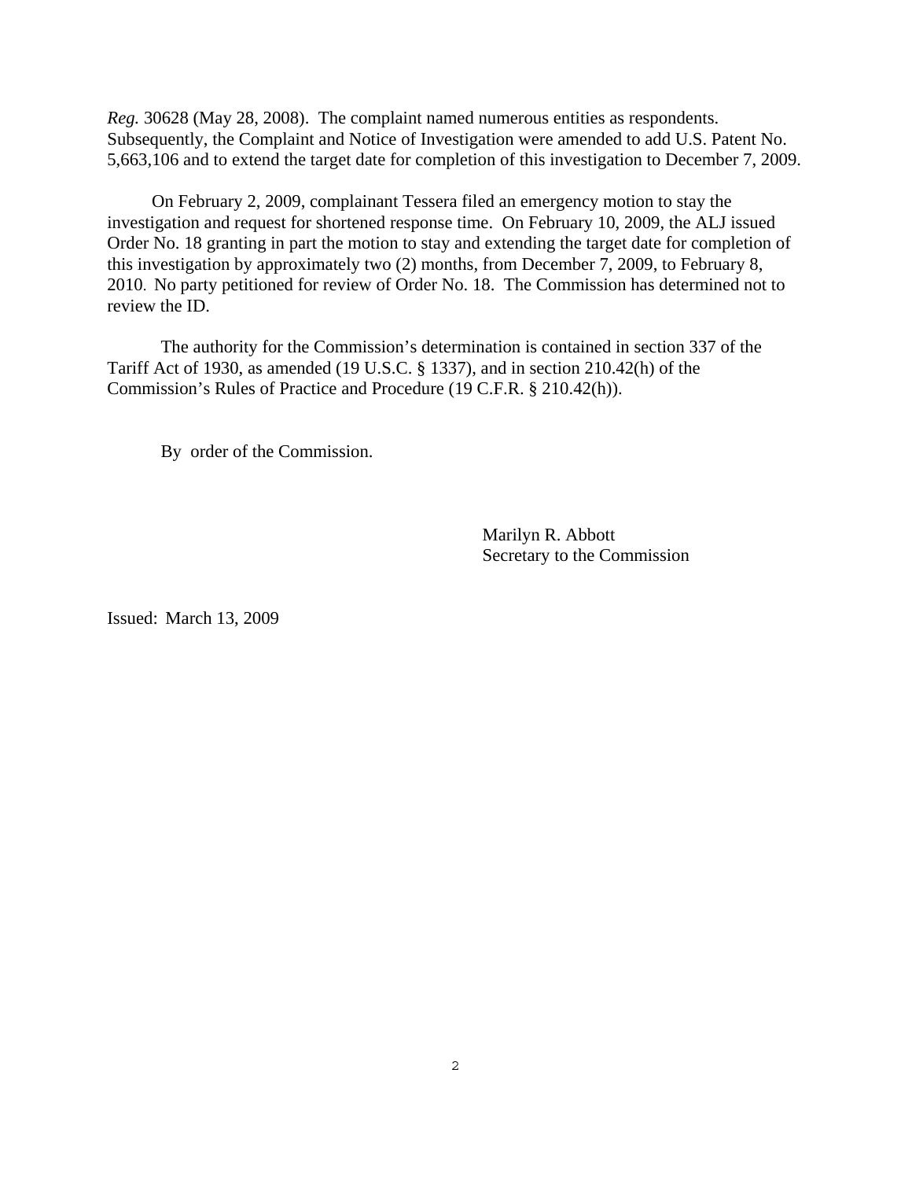*Reg.* 30628 (May 28, 2008). The complaint named numerous entities as respondents. Subsequently, the Complaint and Notice of Investigation were amended to add U.S. Patent No. 5,663,106 and to extend the target date for completion of this investigation to December 7, 2009.

On February 2, 2009, complainant Tessera filed an emergency motion to stay the investigation and request for shortened response time. On February 10, 2009, the ALJ issued Order No. 18 granting in part the motion to stay and extending the target date for completion of this investigation by approximately two (2) months, from December 7, 2009, to February 8, 2010. No party petitioned for review of Order No. 18. The Commission has determined not to review the ID.

The authority for the Commission's determination is contained in section 337 of the Tariff Act of 1930, as amended (19 U.S.C. § 1337), and in section 210.42(h) of the Commission's Rules of Practice and Procedure (19 C.F.R. § 210.42(h)).

By order of the Commission.

Marilyn R. Abbott
Secretary to the Commission

Issued: March 13, 2009